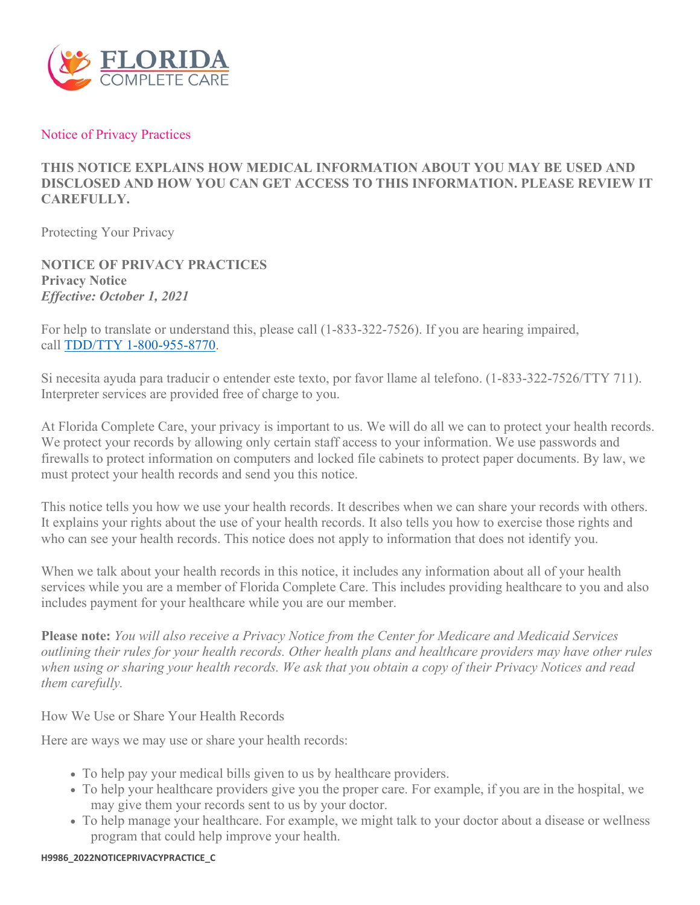FLORIDA COMPLETE CARE

## Notice of Privacy Practices

**THIS NOTICE EXPLAINS HOW MEDICAL INFORMATION ABOUT YOU MAY BE USED AND DISCLOSED AND HOW YOU CAN GET ACCESS TO THIS INFORMATION. PLEASE REVIEW IT CAREFULLY.**

### Protecting Your Privacy

**NOTICE OF PRIVACY PRACTICES**
**Privacy Notice**
***Effective: October 1, 2021***

For help to translate or understand this, please call (1-833-322-7526). If you are hearing impaired, call TDD/TTY 1-800-955-8770.

Si necesita ayuda para traducir o entender este texto, por favor llame al telefono. (1-833-322-7526/TTY 711). Interpreter services are provided free of charge to you.

At Florida Complete Care, your privacy is important to us. We will do all we can to protect your health records. We protect your records by allowing only certain staff access to your information. We use passwords and firewalls to protect information on computers and locked file cabinets to protect paper documents. By law, we must protect your health records and send you this notice.

This notice tells you how we use your health records. It describes when we can share your records with others. It explains your rights about the use of your health records. It also tells you how to exercise those rights and who can see your health records. This notice does not apply to information that does not identify you.

When we talk about your health records in this notice, it includes any information about all of your health services while you are a member of Florida Complete Care. This includes providing healthcare to you and also includes payment for your healthcare while you are our member.

**Please note:** *You will also receive a Privacy Notice from the Center for Medicare and Medicaid Services outlining their rules for your health records. Other health plans and healthcare providers may have other rules when using or sharing your health records. We ask that you obtain a copy of their Privacy Notices and read them carefully.*

### How We Use or Share Your Health Records

Here are ways we may use or share your health records:

- To help pay your medical bills given to us by healthcare providers.
- To help your healthcare providers give you the proper care. For example, if you are in the hospital, we may give them your records sent to us by your doctor.
- To help manage your healthcare. For example, we might talk to your doctor about a disease or wellness program that could help improve your health.

H9986_2022NOTICEPRIVACYPRACTICE_C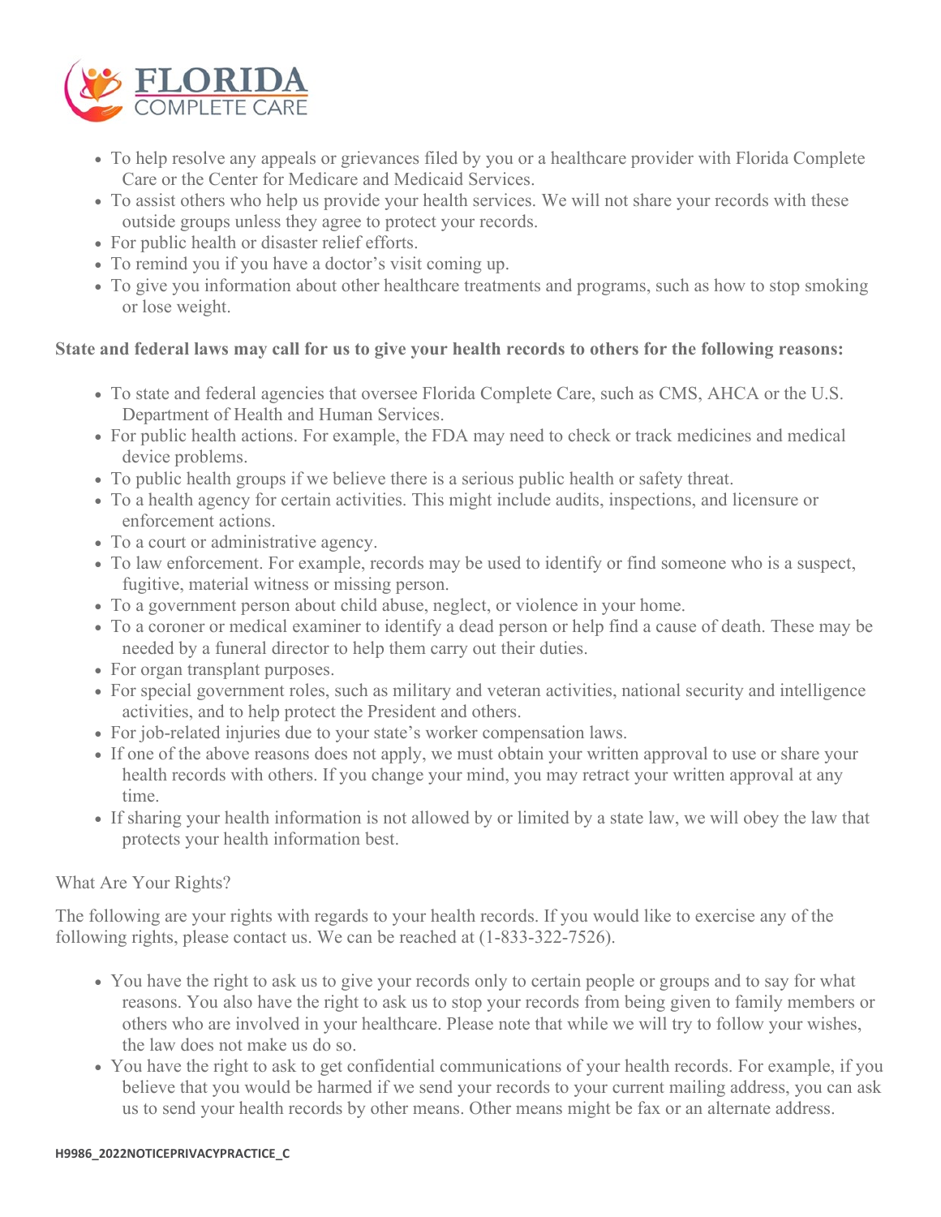- To help resolve any appeals or grievances filed by you or a healthcare provider with Florida Complete Care or the Center for Medicare and Medicaid Services.
- To assist others who help us provide your health services. We will not share your records with these outside groups unless they agree to protect your records.
- For public health or disaster relief efforts.
- To remind you if you have a doctor's visit coming up.
- To give you information about other healthcare treatments and programs, such as how to stop smoking or lose weight.

**State and federal laws may call for us to give your health records to others for the following reasons:**

- To state and federal agencies that oversee Florida Complete Care, such as CMS, AHCA or the U.S. Department of Health and Human Services.
- For public health actions. For example, the FDA may need to check or track medicines and medical device problems.
- To public health groups if we believe there is a serious public health or safety threat.
- To a health agency for certain activities. This might include audits, inspections, and licensure or enforcement actions.
- To a court or administrative agency.
- To law enforcement. For example, records may be used to identify or find someone who is a suspect, fugitive, material witness or missing person.
- To a government person about child abuse, neglect, or violence in your home.
- To a coroner or medical examiner to identify a dead person or help find a cause of death. These may be needed by a funeral director to help them carry out their duties.
- For organ transplant purposes.
- For special government roles, such as military and veteran activities, national security and intelligence activities, and to help protect the President and others.
- For job-related injuries due to your state's worker compensation laws.
- If one of the above reasons does not apply, we must obtain your written approval to use or share your health records with others. If you change your mind, you may retract your written approval at any time.
- If sharing your health information is not allowed by or limited by a state law, we will obey the law that protects your health information best.

## What Are Your Rights?

The following are your rights with regards to your health records. If you would like to exercise any of the following rights, please contact us. We can be reached at (1-833-322-7526).

- You have the right to ask us to give your records only to certain people or groups and to say for what reasons. You also have the right to ask us to stop your records from being given to family members or others who are involved in your healthcare. Please note that while we will try to follow your wishes, the law does not make us do so.
- You have the right to ask to get confidential communications of your health records. For example, if you believe that you would be harmed if we send your records to your current mailing address, you can ask us to send your health records by other means. Other means might be fax or an alternate address.

H9986_2022NOTICEPRIVACYPRACTICE_C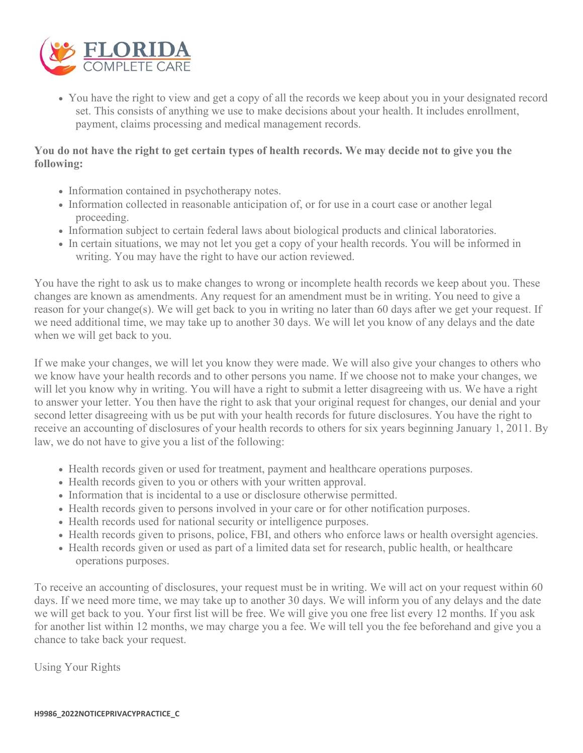- You have the right to view and get a copy of all the records we keep about you in your designated record set. This consists of anything we use to make decisions about your health. It includes enrollment, payment, claims processing and medical management records.

**You do not have the right to get certain types of health records. We may decide not to give you the following:**

- Information contained in psychotherapy notes.
- Information collected in reasonable anticipation of, or for use in a court case or another legal proceeding.
- Information subject to certain federal laws about biological products and clinical laboratories.
- In certain situations, we may not let you get a copy of your health records. You will be informed in writing. You may have the right to have our action reviewed.

You have the right to ask us to make changes to wrong or incomplete health records we keep about you. These changes are known as amendments. Any request for an amendment must be in writing. You need to give a reason for your change(s). We will get back to you in writing no later than 60 days after we get your request. If we need additional time, we may take up to another 30 days. We will let you know of any delays and the date when we will get back to you.

If we make your changes, we will let you know they were made. We will also give your changes to others who we know have your health records and to other persons you name. If we choose not to make your changes, we will let you know why in writing. You will have a right to submit a letter disagreeing with us. We have a right to answer your letter. You then have the right to ask that your original request for changes, our denial and your second letter disagreeing with us be put with your health records for future disclosures. You have the right to receive an accounting of disclosures of your health records to others for six years beginning January 1, 2011. By law, we do not have to give you a list of the following:

- Health records given or used for treatment, payment and healthcare operations purposes.
- Health records given to you or others with your written approval.
- Information that is incidental to a use or disclosure otherwise permitted.
- Health records given to persons involved in your care or for other notification purposes.
- Health records used for national security or intelligence purposes.
- Health records given to prisons, police, FBI, and others who enforce laws or health oversight agencies.
- Health records given or used as part of a limited data set for research, public health, or healthcare operations purposes.

To receive an accounting of disclosures, your request must be in writing. We will act on your request within 60 days. If we need more time, we may take up to another 30 days. We will inform you of any delays and the date we will get back to you. Your first list will be free. We will give you one free list every 12 months. If you ask for another list within 12 months, we may charge you a fee. We will tell you the fee beforehand and give you a chance to take back your request.

Using Your Rights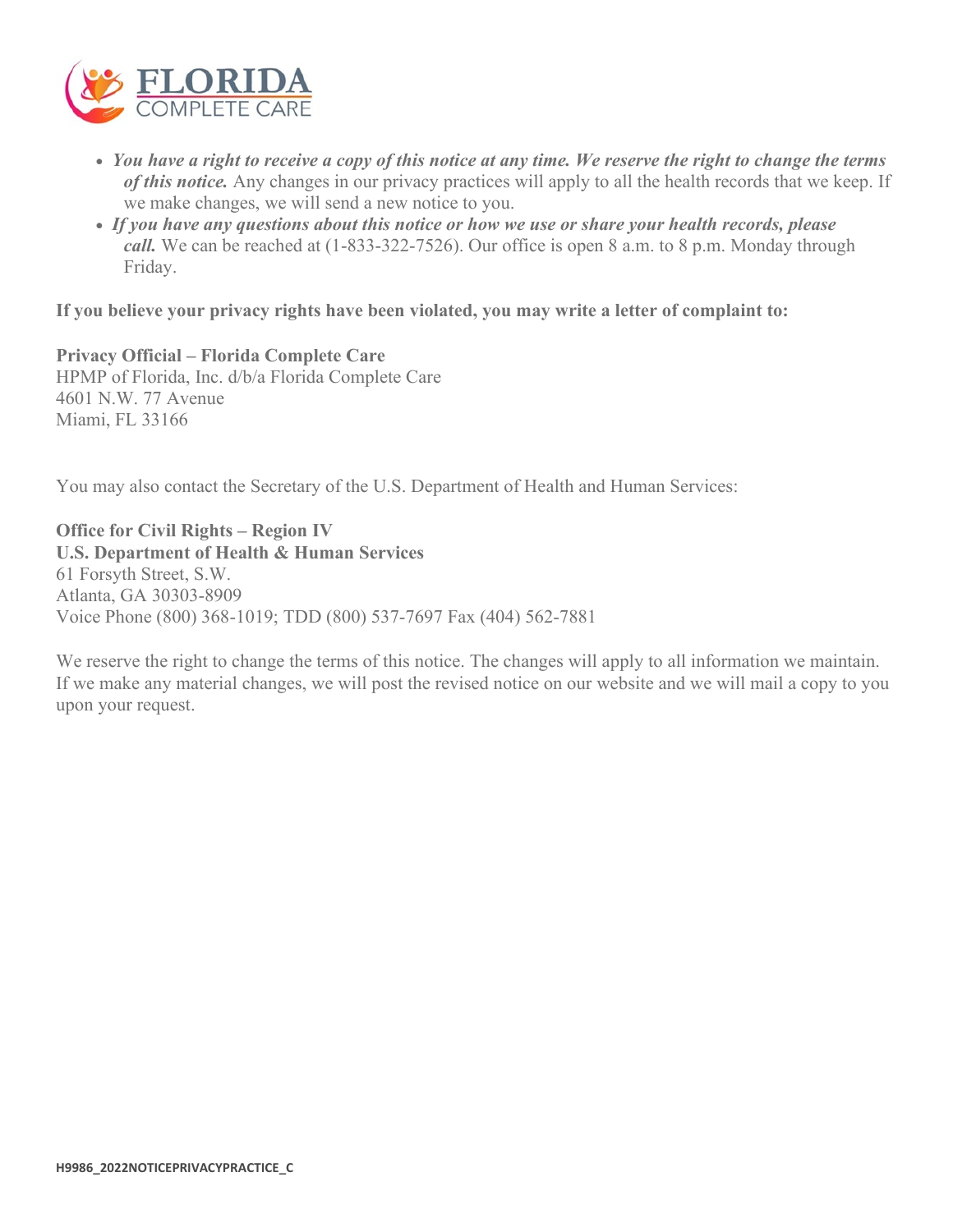- ***You have a right to receive a copy of this notice at any time. We reserve the right to change the terms of this notice.*** Any changes in our privacy practices will apply to all the health records that we keep. If we make changes, we will send a new notice to you.
- ***If you have any questions about this notice or how we use or share your health records, please call.*** We can be reached at (1-833-322-7526). Our office is open 8 a.m. to 8 p.m. Monday through Friday.

**If you believe your privacy rights have been violated, you may write a letter of complaint to:**

**Privacy Official – Florida Complete Care**
HPMP of Florida, Inc. d/b/a Florida Complete Care
4601 N.W. 77 Avenue
Miami, FL 33166

You may also contact the Secretary of the U.S. Department of Health and Human Services:

**Office for Civil Rights – Region IV**
**U.S. Department of Health & Human Services**
61 Forsyth Street, S.W.
Atlanta, GA 30303-8909
Voice Phone (800) 368-1019; TDD (800) 537-7697 Fax (404) 562-7881

We reserve the right to change the terms of this notice. The changes will apply to all information we maintain. If we make any material changes, we will post the revised notice on our website and we will mail a copy to you upon your request.

**H9986_2022NOTICEPRIVACYPRACTICE_C**